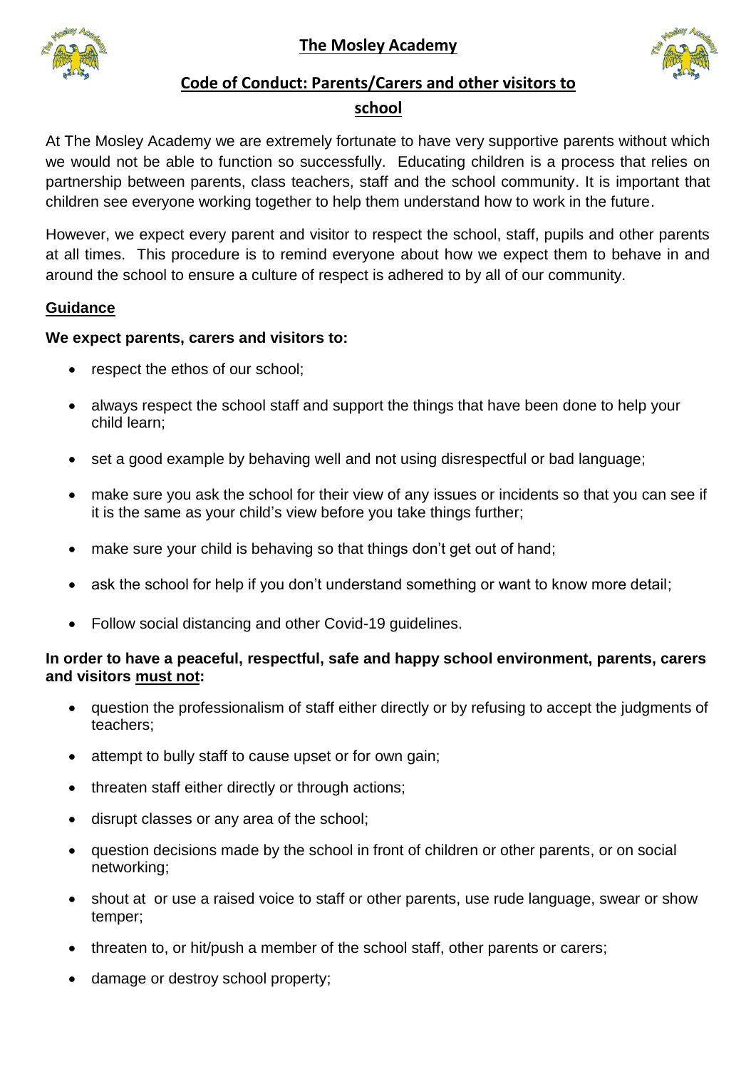# The Mosley Academy

## Code of Conduct: Parents/Carers and other visitors to school

At The Mosley Academy we are extremely fortunate to have very supportive parents without which we would not be able to function so successfully. Educating children is a process that relies on partnership between parents, class teachers, staff and the school community. It is important that children see everyone working together to help them understand how to work in the future.

However, we expect every parent and visitor to respect the school, staff, pupils and other parents at all times. This procedure is to remind everyone about how we expect them to behave in and around the school to ensure a culture of respect is adhered to by all of our community.

### Guidance

**We expect parents, carers and visitors to:**

- respect the ethos of our school;
- always respect the school staff and support the things that have been done to help your child learn;
- set a good example by behaving well and not using disrespectful or bad language;
- make sure you ask the school for their view of any issues or incidents so that you can see if it is the same as your child's view before you take things further;
- make sure your child is behaving so that things don't get out of hand;
- ask the school for help if you don't understand something or want to know more detail;
- Follow social distancing and other Covid-19 guidelines.

**In order to have a peaceful, respectful, safe and happy school environment, parents, carers and visitors must not:**

- question the professionalism of staff either directly or by refusing to accept the judgments of teachers;
- attempt to bully staff to cause upset or for own gain;
- threaten staff either directly or through actions;
- disrupt classes or any area of the school;
- question decisions made by the school in front of children or other parents, or on social networking;
- shout at or use a raised voice to staff or other parents, use rude language, swear or show temper;
- threaten to, or hit/push a member of the school staff, other parents or carers;
- damage or destroy school property;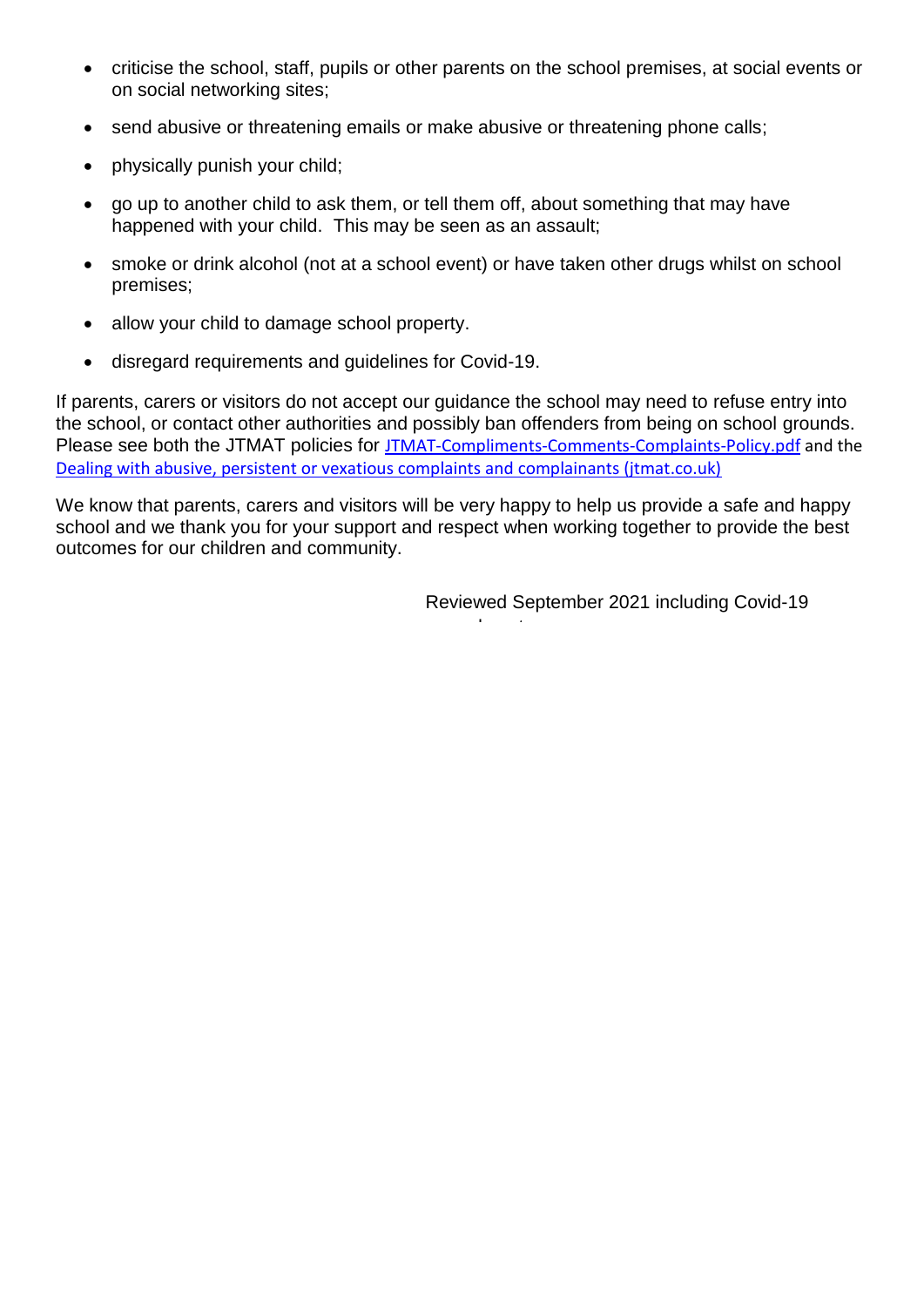- criticise the school, staff, pupils or other parents on the school premises, at social events or on social networking sites;
- send abusive or threatening emails or make abusive or threatening phone calls;
- physically punish your child;
- go up to another child to ask them, or tell them off, about something that may have happened with your child. This may be seen as an assault;
- smoke or drink alcohol (not at a school event) or have taken other drugs whilst on school premises;
- allow your child to damage school property.
- disregard requirements and guidelines for Covid-19.

If parents, carers or visitors do not accept our guidance the school may need to refuse entry into the school, or contact other authorities and possibly ban offenders from being on school grounds. Please see both the JTMAT policies for JTMAT-Compliments-Comments-Complaints-Policy.pdf and the Dealing with abusive, persistent or vexatious complaints and complainants (jtmat.co.uk)

We know that parents, carers and visitors will be very happy to help us provide a safe and happy school and we thank you for your support and respect when working together to provide the best outcomes for our children and community.

Reviewed September 2021 including Covid-19